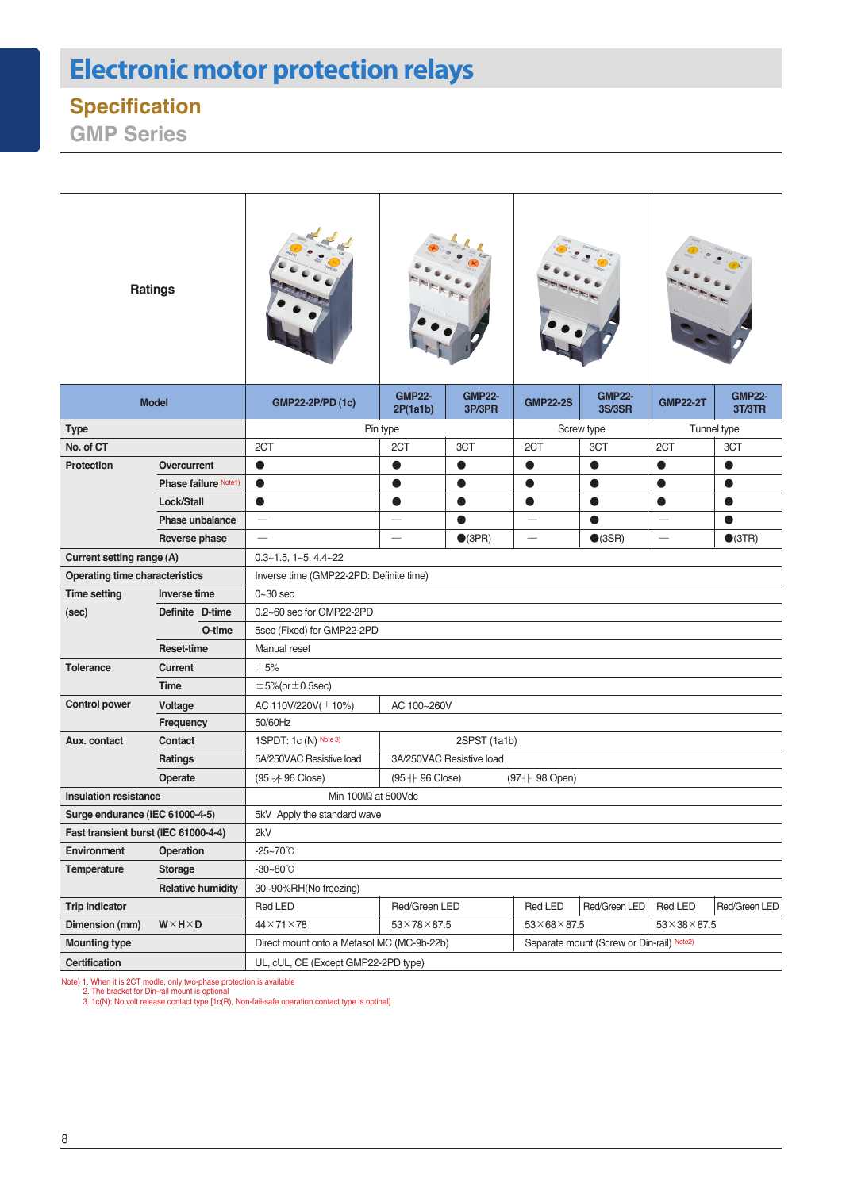# Electronic motor protection relays

## Specification

### GMP Series

| Ratings | | | | | | | | |
|---|---|---|---|---|---|---|---|---|
| **Model** | | **GMP22-2P/PD (1c)** | **GMP22-2P(1a1b)** | **GMP22-3P/3PR** | **GMP22-2S** | **GMP22-3S/3SR** | **GMP22-2T** | **GMP22-3T/3TR** |
| **Type** | | Pin type | | | Screw type | | Tunnel type | |
| **No. of CT** | | 2CT | 2CT | 3CT | 2CT | 3CT | 2CT | 3CT |
| **Protection** | **Overcurrent** | ● | ● | ● | ● | ● | ● | ● |
| | **Phase failure** Note1) | ● | ● | ● | ● | ● | ● | ● |
| | **Lock/Stall** | ● | ● | ● | ● | ● | ● | ● |
| | **Phase unbalance** | — | — | ● | — | ● | — | ● |
| | **Reverse phase** | — | — | ●(3PR) | — | ●(3SR) | — | ●(3TR) |
| **Current setting range (A)** | | 0.3~1.5, 1~5, 4.4~22 | | | | | | |
| **Operating time characteristics** | | Inverse time (GMP22-2PD: Definite time) | | | | | | |
| **Time setting (sec)** | **Inverse time** | 0~30 sec | | | | | | |
| | **Definite D-time** | 0.2~60 sec for GMP22-2PD | | | | | | |
| | **O-time** | 5sec (Fixed) for GMP22-2PD | | | | | | |
| | **Reset-time** | Manual reset | | | | | | |
| **Tolerance** | **Current** | ±5% | | | | | | |
| | **Time** | ±5%(or±0.5sec) | | | | | | |
| **Control power** | **Voltage** | AC 110V/220V(±10%) | AC 100~260V | | | | | |
| | **Frequency** | 50/60Hz | | | | | | |
| **Aux. contact** | **Contact** | 1SPDT: 1c (N) Note 3) | 2SPST (1a1b) | | | | | |
| | **Ratings** | 5A/250VAC Resistive load | 3A/250VAC Resistive load | | | | | |
| | **Operate** | (95 ⫳ 96 Close) | (95 ⊣⊢ 96 Close) (97 ⊣⊢ 98 Open) | | | | | |
| **Insulation resistance** | | Min 100MΩ at 500Vdc | | | | | | |
| **Surge endurance (IEC 61000-4-5)** | | 5kV Apply the standard wave | | | | | | |
| **Fast transient burst (IEC 61000-4-4)** | | 2kV | | | | | | |
| **Environment Temperature** | **Operation** | -25~70℃ | | | | | | |
| | **Storage** | -30~80℃ | | | | | | |
| | **Relative humidity** | 30~90%RH(No freezing) | | | | | | |
| **Trip indicator** | | Red LED | Red/Green LED | | Red LED | Red/Green LED | Red LED | Red/Green LED |
| **Dimension (mm)** | **W×H×D** | 44×71×78 | 53×78×87.5 | | 53×68×87.5 | | 53×38×87.5 | |
| **Mounting type** | | Direct mount onto a Metasol MC (MC-9b-22b) | | | Separate mount (Screw or Din-rail) Note2) | | | |
| **Certification** | | UL, cUL, CE (Except GMP22-2PD type) | | | | | | |

Note) 1. When it is 2CT modle, only two-phase protection is available
2. The bracket for Din-rail mount is optional
3. 1c(N): No volt release contact type [1c(R), Non-fail-safe operation contact type is optinal]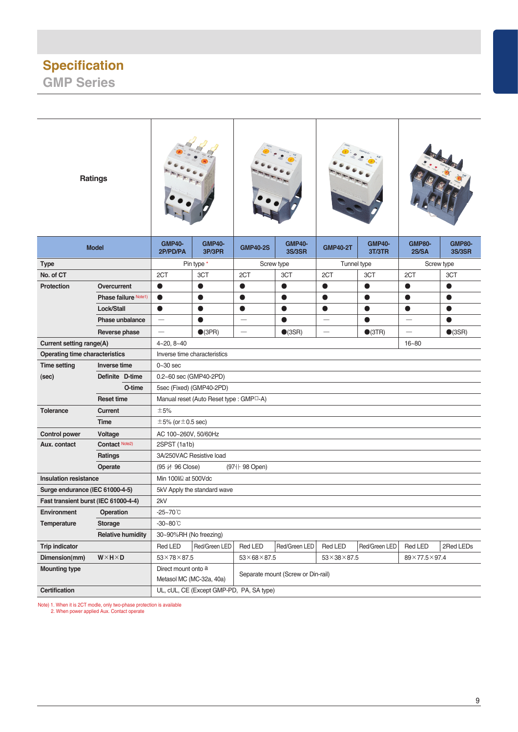# Specification

## GMP Series

| Ratings | | GMP40-2P/PD/PA | GMP40-3P/3PR | GMP40-2S | GMP40-3S/3SR | GMP40-2T | GMP40-3T/3TR | GMP80-2S/SA | GMP80-3S/3SR |
|---|---|---|---|---|---|---|---|---|---|
| **Model** | | | | | | | | | |
| **Type** | | Pin type * | | Screw type | | Tunnel type | | Screw type | |
| **No. of CT** | | 2CT | 3CT | 2CT | 3CT | 2CT | 3CT | 2CT | 3CT |
| **Protection** | **Overcurrent** | ● | ● | ● | ● | ● | ● | ● | ● |
| | **Phase failure** Note1) | ● | ● | ● | ● | ● | ● | ● | ● |
| | **Lock/Stall** | ● | ● | ● | ● | ● | ● | ● | ● |
| | **Phase unbalance** | — | ● | — | ● | — | ● | — | ● |
| | **Reverse phase** | — | ●(3PR) | — | ●(3SR) | — | ●(3TR) | — | ●(3SR) |
| **Current setting range(A)** | | 4~20, 8~40 | | | | | | 16~80 | |
| **Operating time characteristics** | | Inverse time characteristics | | | | | | | |
| **Time setting (sec)** | **Inverse time** | 0~30 sec | | | | | | | |
| | **Definite D-time** | 0.2~60 sec (GMP40-2PD) | | | | | | | |
| | **O-time** | 5sec (Fixed) (GMP40-2PD) | | | | | | | |
| | **Reset time** | Manual reset (Auto Reset type : GMP☐-A) | | | | | | | |
| **Tolerance** | **Current** | ±5% | | | | | | | |
| | **Time** | ±5% (or ±0.5 sec) | | | | | | | |
| **Control power** | **Voltage** | AC 100~260V, 50/60Hz | | | | | | | |
| **Aux. contact** | **Contact** Note2) | 2SPST (1a1b) | | | | | | | |
| | **Ratings** | 3A/250VAC Resistive load | | | | | | | |
| | **Operate** | (95 ⊣⊬ 96 Close) (97⊣⊢ 98 Open) | | | | | | | |
| **Insulation resistance** | | Min 100MΩ at 500Vdc | | | | | | | |
| **Surge endurance (IEC 61000-4-5)** | | 5kV Apply the standard wave | | | | | | | |
| **Fast transient burst (IEC 61000-4-4)** | | 2kV | | | | | | | |
| **Environment Temperature** | **Operation** | -25~70℃ | | | | | | | |
| | **Storage** | -30~80℃ | | | | | | | |
| | **Relative humidity** | 30~90%RH (No freezing) | | | | | | | |
| **Trip indicator** | | Red LED | Red/Green LED | Red LED | Red/Green LED | Red LED | Red/Green LED | Red LED | 2Red LEDs |
| **Dimension(mm)** | **W×H×D** | 53×78×87.5 | | 53×68×87.5 | | 53×38×87.5 | | 89×77.5×97.4 | |
| **Mounting type** | | Direct mount onto a Metasol MC (MC-32a, 40a) | | Separate mount (Screw or Din-rail) | | | | | |
| **Certification** | | UL, cUL, CE (Except GMP-PD, PA, SA type) | | | | | | | |

Note) 1. When it is 2CT modle, only two-phase protection is available
2. When power applied Aux. Contact operate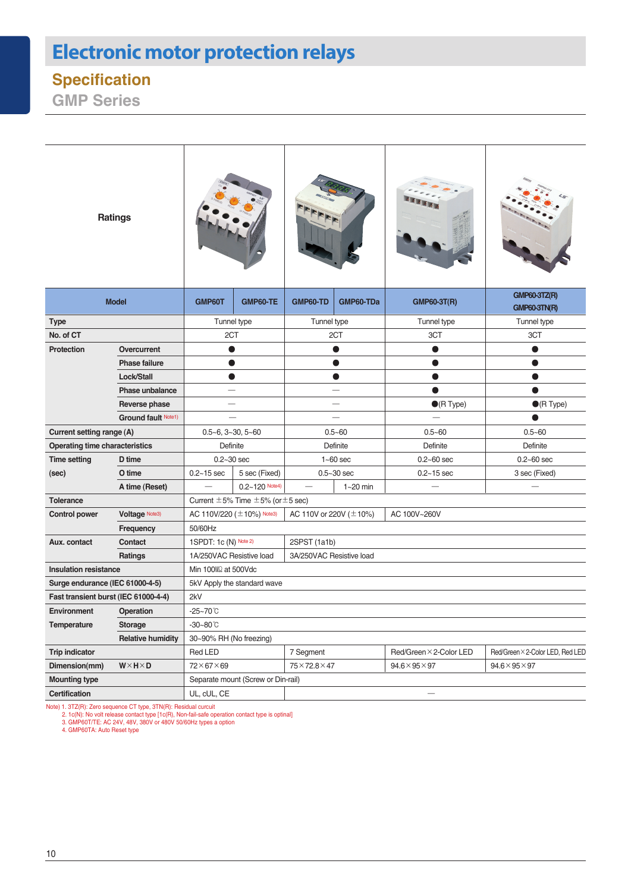# Electronic motor protection relays

## Specification

### GMP Series

| Ratings | | GMP60T | GMP60-TE | GMP60-TD | GMP60-TDa | GMP60-3T(R) | GMP60-3TZ(R) GMP60-3TN(R) |
|---|---|---|---|---|---|---|---|
| **Type** | | Tunnel type | | Tunnel type | | Tunnel type | Tunnel type |
| **No. of CT** | | 2CT | | 2CT | | 3CT | 3CT |
| **Protection** | **Overcurrent** | ● | | ● | | ● | ● |
| | **Phase failure** | ● | | ● | | ● | ● |
| | **Lock/Stall** | ● | | ● | | ● | ● |
| | **Phase unbalance** | — | | — | | ● | ● |
| | **Reverse phase** | — | | — | | ●(R Type) | ●(R Type) |
| | **Ground fault** Note1) | — | | — | | — | ● |
| **Current setting range (A)** | | 0.5~6, 3~30, 5~60 | | 0.5~60 | | 0.5~60 | 0.5~60 |
| **Operating time characteristics** | | Definite | | Definite | | Definite | Definite |
| **Time setting (sec)** | **D time** | 0.2~30 sec | | 1~60 sec | | 0.2~60 sec | 0.2~60 sec |
| | **O time** | 0.2~15 sec | 5 sec (Fixed) | 0.5~30 sec | | 0.2~15 sec | 3 sec (Fixed) |
| | **A time (Reset)** | — | 0.2~120 Note4) | — | 1~20 min | — | — |
| **Tolerance** | | Current ±5% Time ±5% (or±5 sec) | | | | | |
| **Control power** | **Voltage** Note3) | AC 110V/220 (±10%) Note3) | | AC 110V or 220V (±10%) | | AC 100V~260V | |
| | **Frequency** | 50/60Hz | | | | | |
| **Aux. contact** | **Contact** | 1SPDT: 1c (N) Note 2) | | 2SPST (1a1b) | | | |
| | **Ratings** | 1A/250VAC Resistive load | | 3A/250VAC Resistive load | | | |
| **Insulation resistance** | | Min 100MΩ at 500Vdc | | | | | |
| **Surge endurance (IEC 61000-4-5)** | | 5kV Apply the standard wave | | | | | |
| **Fast transient burst (IEC 61000-4-4)** | | 2kV | | | | | |
| **Environment Temperature** | **Operation** | -25~70℃ | | | | | |
| | **Storage** | -30~80℃ | | | | | |
| | **Relative humidity** | 30~90% RH (No freezing) | | | | | |
| **Trip indicator** | | Red LED | | 7 Segment | | Red/Green×2-Color LED | Red/Green×2-Color LED, Red LED |
| **Dimension(mm)** | **W×H×D** | 72×67×69 | | 75×72.8×47 | | 94.6×95×97 | 94.6×95×97 |
| **Mounting type** | | Separate mount (Screw or Din-rail) | | | | | |
| **Certification** | | UL, cUL, CE | | — | | | |

Note) 1. 3TZ(R): Zero sequence CT type, 3TN(R): Residual curcuit
2. 1c(N): No volt release contact type [1c(R), Non-fail-safe operation contact type is optinal]
3. GMP60T/TE: AC 24V, 48V, 380V or 480V 50/60Hz types a option
4. GMP60TA: Auto Reset type